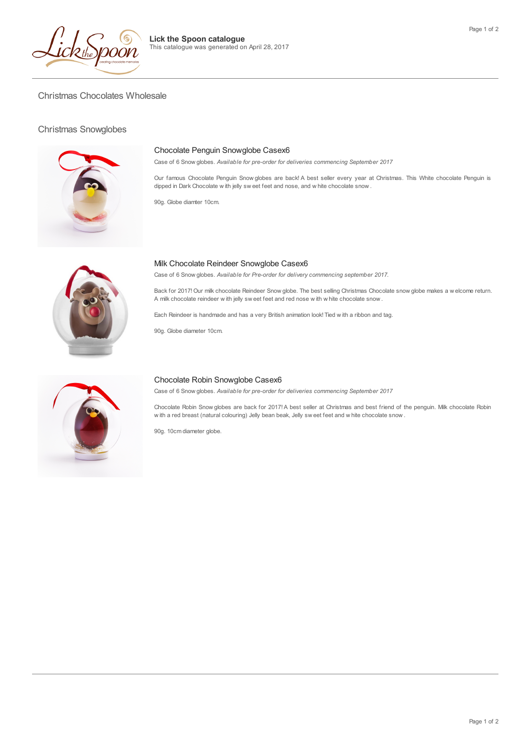**Lick the Spoon catalogue**
This catalogue was generated on April 28, 2017

# Christmas Chocolates Wholesale

## Christmas Snowglobes

### Chocolate Penguin Snowglobe Casex6

Case of 6 Snow globes. *Available for pre-order for deliveries commencing September 2017*

Our famous Chocolate Penguin Snow globes are back! A best seller every year at Christmas. This White chocolate Penguin is dipped in Dark Chocolate with jelly sweet feet and nose, and white chocolate snow.

90g. Globe diamter 10cm.

### Milk Chocolate Reindeer Snowglobe Casex6

Case of 6 Snow globes. *Available for Pre-order for delivery commencing september 2017.*

Back for 2017! Our milk chocolate Reindeer Snow globe. The best selling Christmas Chocolate snow globe makes a welcome return. A milk chocolate reindeer with jelly sweet feet and red nose with white chocolate snow.

Each Reindeer is handmade and has a very British animation look! Tied with a ribbon and tag.

90g. Globe diameter 10cm.

### Chocolate Robin Snowglobe Casex6

Case of 6 Snow globes. *Available for pre-order for deliveries commencing September 2017*

Chocolate Robin Snow globes are back for 2017! A best seller at Christmas and best friend of the penguin. Milk chocolate Robin with a red breast (natural colouring) Jelly bean beak, Jelly sweet feet and white chocolate snow.

90g. 10cm diameter globe.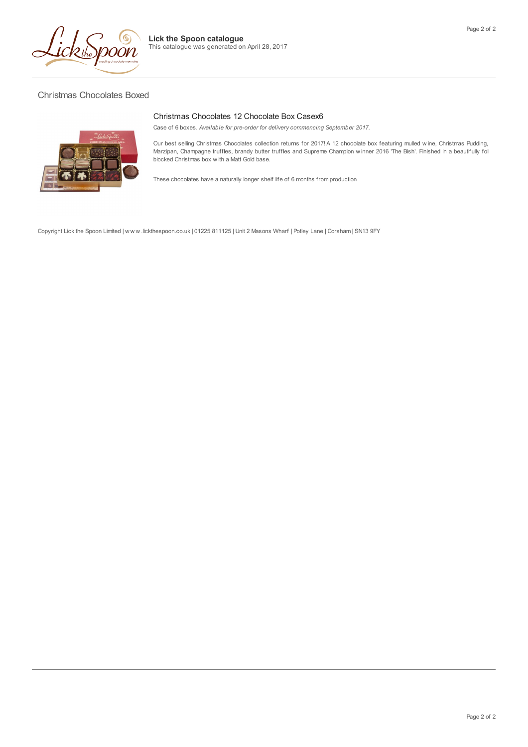**Lick the Spoon catalogue**
This catalogue was generated on April 28, 2017

## Christmas Chocolates Boxed

### Christmas Chocolates 12 Chocolate Box Casex6

Case of 6 boxes. *Available for pre-order for delivery commencing September 2017.*

Our best selling Christmas Chocolates collection returns for 2017! A 12 chocolate box featuring mulled wine, Christmas Pudding, Marzipan, Champagne truffles, brandy butter truffles and Supreme Champion winner 2016 'The Bish'. Finished in a beautifully foil blocked Christmas box with a Matt Gold base.

These chocolates have a naturally longer shelf life of 6 months from production

Copyright Lick the Spoon Limited | www.lickthespoon.co.uk | 01225 811125 | Unit 2 Masons Wharf | Potley Lane | Corsham | SN13 9FY